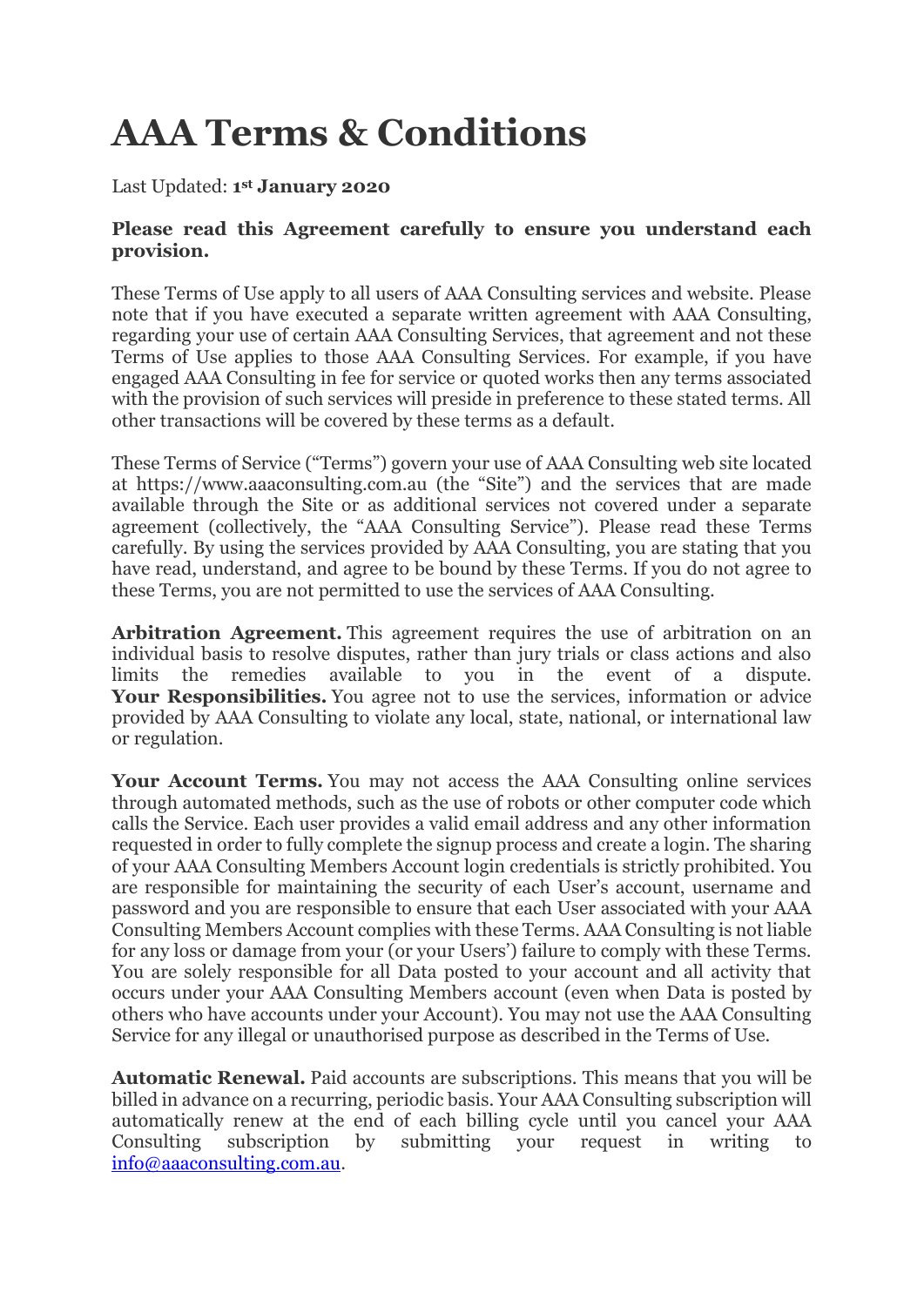# AAA Terms & Conditions

Last Updated: **1st January 2020**

**Please read this Agreement carefully to ensure you understand each provision.**

These Terms of Use apply to all users of AAA Consulting services and website. Please note that if you have executed a separate written agreement with AAA Consulting, regarding your use of certain AAA Consulting Services, that agreement and not these Terms of Use applies to those AAA Consulting Services. For example, if you have engaged AAA Consulting in fee for service or quoted works then any terms associated with the provision of such services will preside in preference to these stated terms. All other transactions will be covered by these terms as a default.

These Terms of Service ("Terms") govern your use of AAA Consulting web site located at https://www.aaaconsulting.com.au (the "Site") and the services that are made available through the Site or as additional services not covered under a separate agreement (collectively, the "AAA Consulting Service"). Please read these Terms carefully. By using the services provided by AAA Consulting, you are stating that you have read, understand, and agree to be bound by these Terms. If you do not agree to these Terms, you are not permitted to use the services of AAA Consulting.

**Arbitration Agreement.** This agreement requires the use of arbitration on an individual basis to resolve disputes, rather than jury trials or class actions and also limits the remedies available to you in the event of a dispute.
**Your Responsibilities.** You agree not to use the services, information or advice provided by AAA Consulting to violate any local, state, national, or international law or regulation.

**Your Account Terms.** You may not access the AAA Consulting online services through automated methods, such as the use of robots or other computer code which calls the Service. Each user provides a valid email address and any other information requested in order to fully complete the signup process and create a login. The sharing of your AAA Consulting Members Account login credentials is strictly prohibited. You are responsible for maintaining the security of each User's account, username and password and you are responsible to ensure that each User associated with your AAA Consulting Members Account complies with these Terms. AAA Consulting is not liable for any loss or damage from your (or your Users') failure to comply with these Terms. You are solely responsible for all Data posted to your account and all activity that occurs under your AAA Consulting Members account (even when Data is posted by others who have accounts under your Account). You may not use the AAA Consulting Service for any illegal or unauthorised purpose as described in the Terms of Use.

**Automatic Renewal.** Paid accounts are subscriptions. This means that you will be billed in advance on a recurring, periodic basis. Your AAA Consulting subscription will automatically renew at the end of each billing cycle until you cancel your AAA Consulting subscription by submitting your request in writing to info@aaaconsulting.com.au.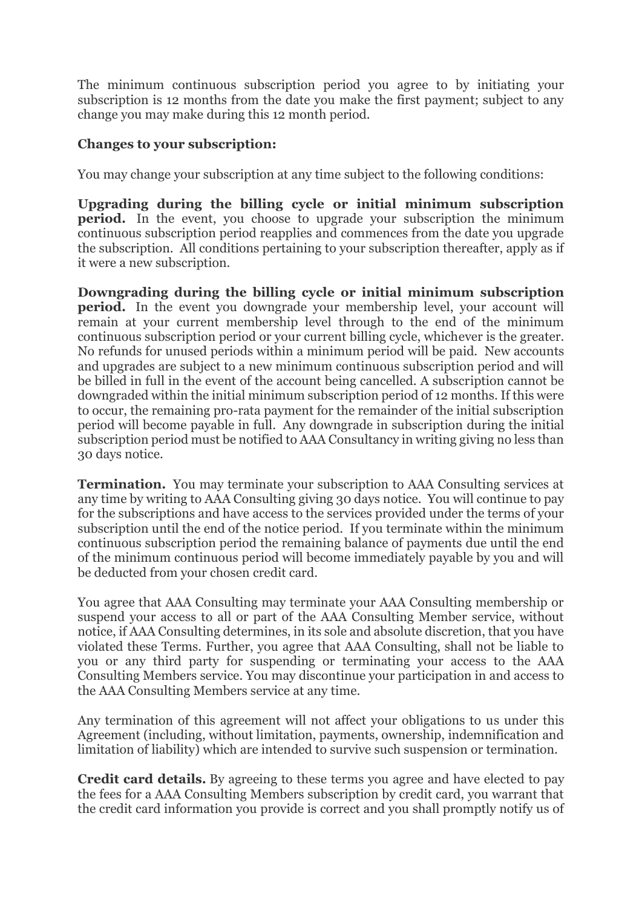The minimum continuous subscription period you agree to by initiating your subscription is 12 months from the date you make the first payment; subject to any change you may make during this 12 month period.

**Changes to your subscription:**

You may change your subscription at any time subject to the following conditions:

**Upgrading during the billing cycle or initial minimum subscription period.** In the event, you choose to upgrade your subscription the minimum continuous subscription period reapplies and commences from the date you upgrade the subscription. All conditions pertaining to your subscription thereafter, apply as if it were a new subscription.

**Downgrading during the billing cycle or initial minimum subscription period.** In the event you downgrade your membership level, your account will remain at your current membership level through to the end of the minimum continuous subscription period or your current billing cycle, whichever is the greater. No refunds for unused periods within a minimum period will be paid. New accounts and upgrades are subject to a new minimum continuous subscription period and will be billed in full in the event of the account being cancelled. A subscription cannot be downgraded within the initial minimum subscription period of 12 months. If this were to occur, the remaining pro-rata payment for the remainder of the initial subscription period will become payable in full. Any downgrade in subscription during the initial subscription period must be notified to AAA Consultancy in writing giving no less than 30 days notice.

**Termination.** You may terminate your subscription to AAA Consulting services at any time by writing to AAA Consulting giving 30 days notice. You will continue to pay for the subscriptions and have access to the services provided under the terms of your subscription until the end of the notice period. If you terminate within the minimum continuous subscription period the remaining balance of payments due until the end of the minimum continuous period will become immediately payable by you and will be deducted from your chosen credit card.

You agree that AAA Consulting may terminate your AAA Consulting membership or suspend your access to all or part of the AAA Consulting Member service, without notice, if AAA Consulting determines, in its sole and absolute discretion, that you have violated these Terms. Further, you agree that AAA Consulting, shall not be liable to you or any third party for suspending or terminating your access to the AAA Consulting Members service. You may discontinue your participation in and access to the AAA Consulting Members service at any time.

Any termination of this agreement will not affect your obligations to us under this Agreement (including, without limitation, payments, ownership, indemnification and limitation of liability) which are intended to survive such suspension or termination.

**Credit card details.** By agreeing to these terms you agree and have elected to pay the fees for a AAA Consulting Members subscription by credit card, you warrant that the credit card information you provide is correct and you shall promptly notify us of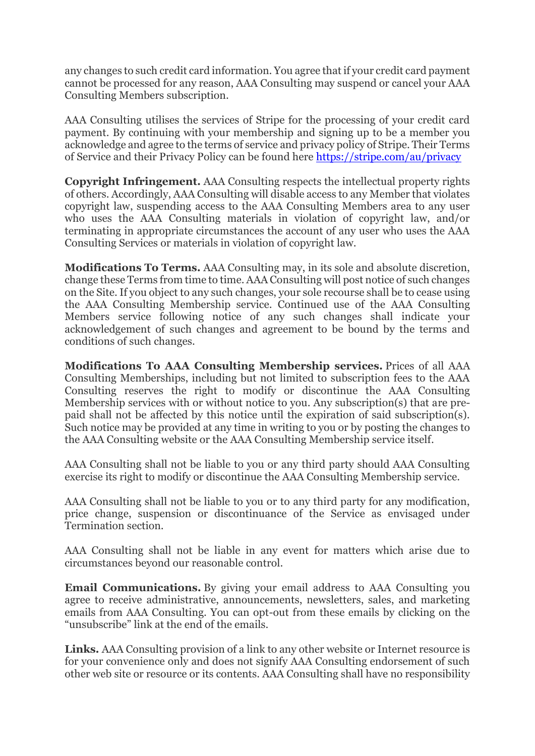any changes to such credit card information. You agree that if your credit card payment cannot be processed for any reason, AAA Consulting may suspend or cancel your AAA Consulting Members subscription.

AAA Consulting utilises the services of Stripe for the processing of your credit card payment. By continuing with your membership and signing up to be a member you acknowledge and agree to the terms of service and privacy policy of Stripe. Their Terms of Service and their Privacy Policy can be found here [https://stripe.com/au/privacy](https://stripe.com/au/privacy)

**Copyright Infringement.** AAA Consulting respects the intellectual property rights of others. Accordingly, AAA Consulting will disable access to any Member that violates copyright law, suspending access to the AAA Consulting Members area to any user who uses the AAA Consulting materials in violation of copyright law, and/or terminating in appropriate circumstances the account of any user who uses the AAA Consulting Services or materials in violation of copyright law.

**Modifications To Terms.** AAA Consulting may, in its sole and absolute discretion, change these Terms from time to time. AAA Consulting will post notice of such changes on the Site. If you object to any such changes, your sole recourse shall be to cease using the AAA Consulting Membership service. Continued use of the AAA Consulting Members service following notice of any such changes shall indicate your acknowledgement of such changes and agreement to be bound by the terms and conditions of such changes.

**Modifications To AAA Consulting Membership services.** Prices of all AAA Consulting Memberships, including but not limited to subscription fees to the AAA Consulting reserves the right to modify or discontinue the AAA Consulting Membership services with or without notice to you. Any subscription(s) that are pre-paid shall not be affected by this notice until the expiration of said subscription(s). Such notice may be provided at any time in writing to you or by posting the changes to the AAA Consulting website or the AAA Consulting Membership service itself.

AAA Consulting shall not be liable to you or any third party should AAA Consulting exercise its right to modify or discontinue the AAA Consulting Membership service.

AAA Consulting shall not be liable to you or to any third party for any modification, price change, suspension or discontinuance of the Service as envisaged under Termination section.

AAA Consulting shall not be liable in any event for matters which arise due to circumstances beyond our reasonable control.

**Email Communications.** By giving your email address to AAA Consulting you agree to receive administrative, announcements, newsletters, sales, and marketing emails from AAA Consulting. You can opt-out from these emails by clicking on the "unsubscribe" link at the end of the emails.

**Links.** AAA Consulting provision of a link to any other website or Internet resource is for your convenience only and does not signify AAA Consulting endorsement of such other web site or resource or its contents. AAA Consulting shall have no responsibility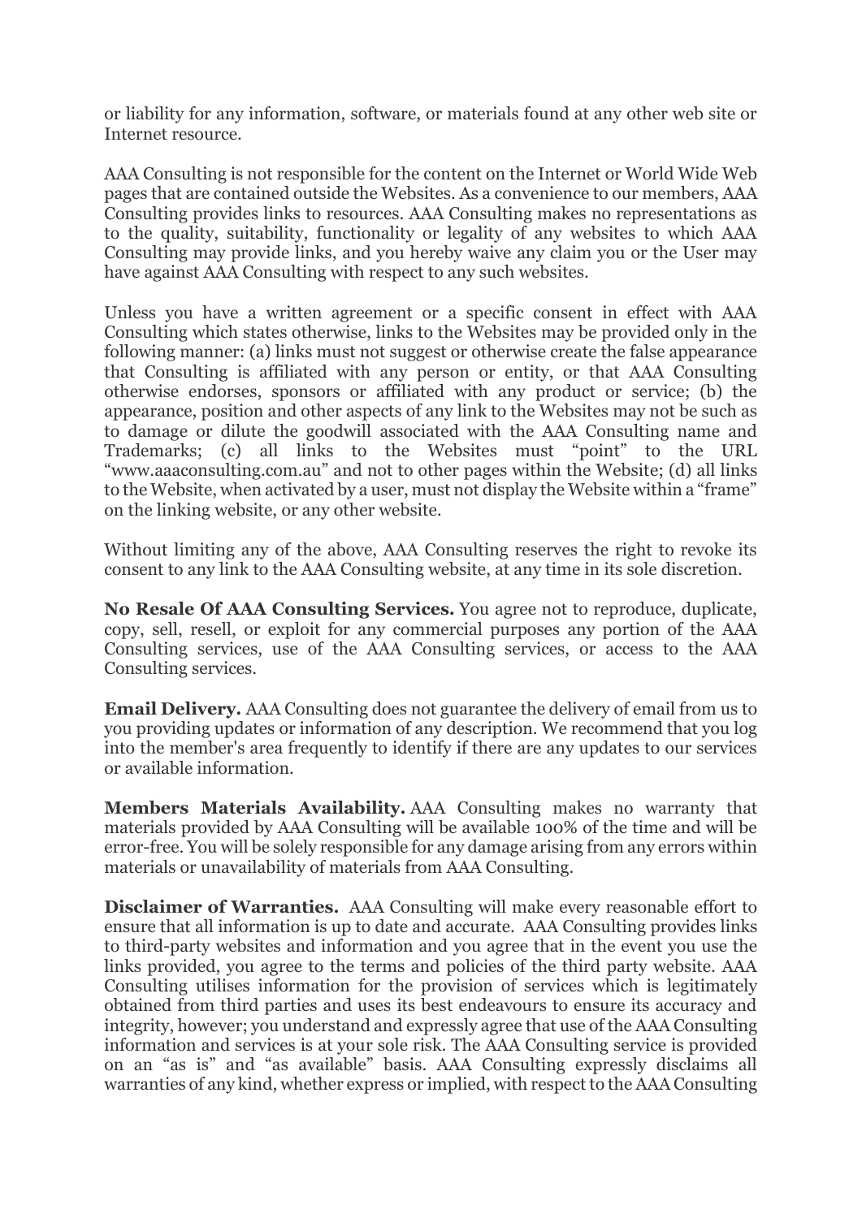or liability for any information, software, or materials found at any other web site or Internet resource.

AAA Consulting is not responsible for the content on the Internet or World Wide Web pages that are contained outside the Websites. As a convenience to our members, AAA Consulting provides links to resources. AAA Consulting makes no representations as to the quality, suitability, functionality or legality of any websites to which AAA Consulting may provide links, and you hereby waive any claim you or the User may have against AAA Consulting with respect to any such websites.

Unless you have a written agreement or a specific consent in effect with AAA Consulting which states otherwise, links to the Websites may be provided only in the following manner: (a) links must not suggest or otherwise create the false appearance that Consulting is affiliated with any person or entity, or that AAA Consulting otherwise endorses, sponsors or affiliated with any product or service; (b) the appearance, position and other aspects of any link to the Websites may not be such as to damage or dilute the goodwill associated with the AAA Consulting name and Trademarks; (c) all links to the Websites must "point" to the URL "www.aaaconsulting.com.au" and not to other pages within the Website; (d) all links to the Website, when activated by a user, must not display the Website within a "frame" on the linking website, or any other website.

Without limiting any of the above, AAA Consulting reserves the right to revoke its consent to any link to the AAA Consulting website, at any time in its sole discretion.

**No Resale Of AAA Consulting Services.** You agree not to reproduce, duplicate, copy, sell, resell, or exploit for any commercial purposes any portion of the AAA Consulting services, use of the AAA Consulting services, or access to the AAA Consulting services.

**Email Delivery.** AAA Consulting does not guarantee the delivery of email from us to you providing updates or information of any description. We recommend that you log into the member's area frequently to identify if there are any updates to our services or available information.

**Members Materials Availability.** AAA Consulting makes no warranty that materials provided by AAA Consulting will be available 100% of the time and will be error-free. You will be solely responsible for any damage arising from any errors within materials or unavailability of materials from AAA Consulting.

**Disclaimer of Warranties.** AAA Consulting will make every reasonable effort to ensure that all information is up to date and accurate. AAA Consulting provides links to third-party websites and information and you agree that in the event you use the links provided, you agree to the terms and policies of the third party website. AAA Consulting utilises information for the provision of services which is legitimately obtained from third parties and uses its best endeavours to ensure its accuracy and integrity, however; you understand and expressly agree that use of the AAA Consulting information and services is at your sole risk. The AAA Consulting service is provided on an "as is" and "as available" basis. AAA Consulting expressly disclaims all warranties of any kind, whether express or implied, with respect to the AAA Consulting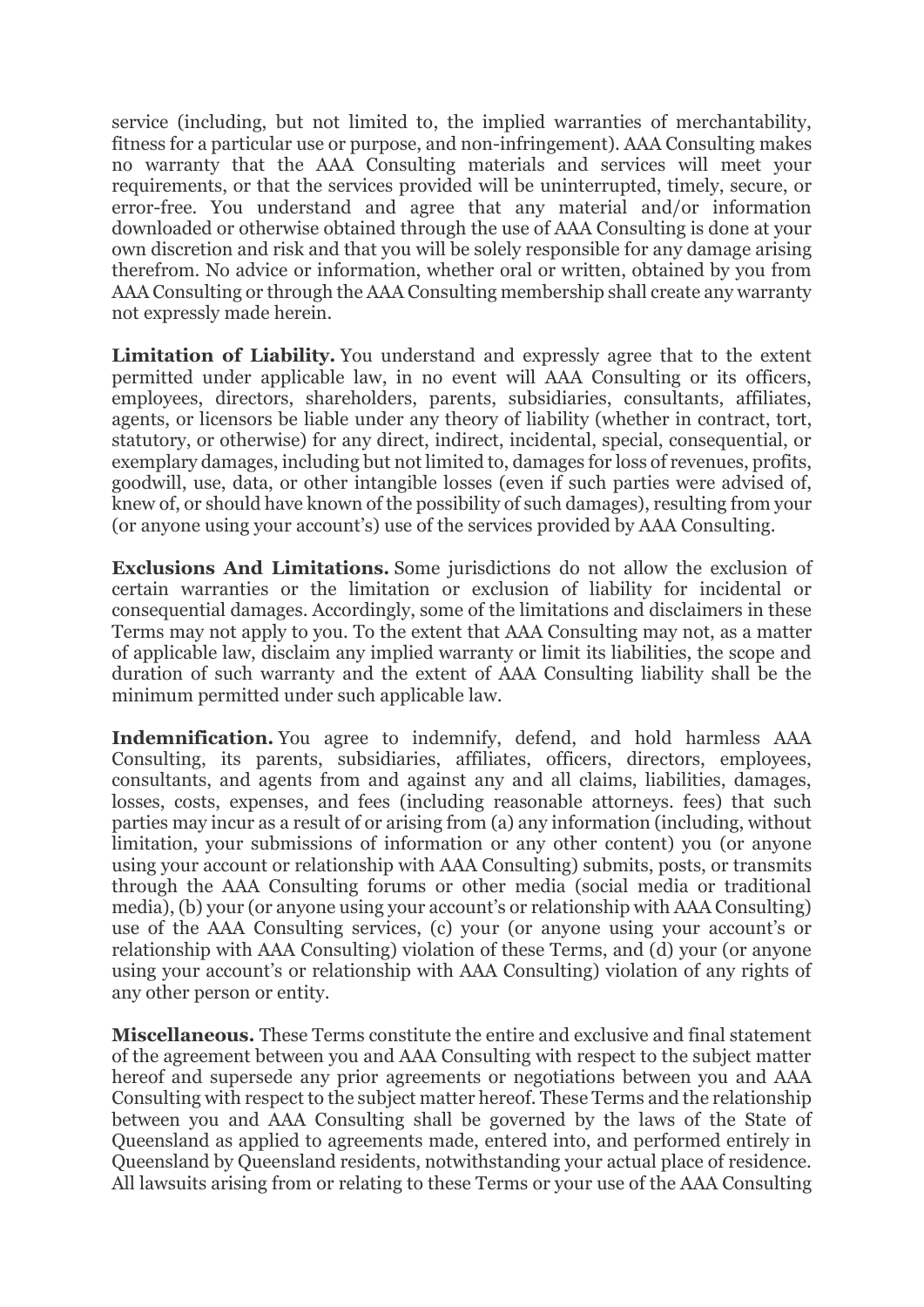service (including, but not limited to, the implied warranties of merchantability, fitness for a particular use or purpose, and non-infringement). AAA Consulting makes no warranty that the AAA Consulting materials and services will meet your requirements, or that the services provided will be uninterrupted, timely, secure, or error-free. You understand and agree that any material and/or information downloaded or otherwise obtained through the use of AAA Consulting is done at your own discretion and risk and that you will be solely responsible for any damage arising therefrom. No advice or information, whether oral or written, obtained by you from AAA Consulting or through the AAA Consulting membership shall create any warranty not expressly made herein.

**Limitation of Liability.** You understand and expressly agree that to the extent permitted under applicable law, in no event will AAA Consulting or its officers, employees, directors, shareholders, parents, subsidiaries, consultants, affiliates, agents, or licensors be liable under any theory of liability (whether in contract, tort, statutory, or otherwise) for any direct, indirect, incidental, special, consequential, or exemplary damages, including but not limited to, damages for loss of revenues, profits, goodwill, use, data, or other intangible losses (even if such parties were advised of, knew of, or should have known of the possibility of such damages), resulting from your (or anyone using your account's) use of the services provided by AAA Consulting.

**Exclusions And Limitations.** Some jurisdictions do not allow the exclusion of certain warranties or the limitation or exclusion of liability for incidental or consequential damages. Accordingly, some of the limitations and disclaimers in these Terms may not apply to you. To the extent that AAA Consulting may not, as a matter of applicable law, disclaim any implied warranty or limit its liabilities, the scope and duration of such warranty and the extent of AAA Consulting liability shall be the minimum permitted under such applicable law.

**Indemnification.** You agree to indemnify, defend, and hold harmless AAA Consulting, its parents, subsidiaries, affiliates, officers, directors, employees, consultants, and agents from and against any and all claims, liabilities, damages, losses, costs, expenses, and fees (including reasonable attorneys. fees) that such parties may incur as a result of or arising from (a) any information (including, without limitation, your submissions of information or any other content) you (or anyone using your account or relationship with AAA Consulting) submits, posts, or transmits through the AAA Consulting forums or other media (social media or traditional media), (b) your (or anyone using your account's or relationship with AAA Consulting) use of the AAA Consulting services, (c) your (or anyone using your account's or relationship with AAA Consulting) violation of these Terms, and (d) your (or anyone using your account's or relationship with AAA Consulting) violation of any rights of any other person or entity.

**Miscellaneous.** These Terms constitute the entire and exclusive and final statement of the agreement between you and AAA Consulting with respect to the subject matter hereof and supersede any prior agreements or negotiations between you and AAA Consulting with respect to the subject matter hereof. These Terms and the relationship between you and AAA Consulting shall be governed by the laws of the State of Queensland as applied to agreements made, entered into, and performed entirely in Queensland by Queensland residents, notwithstanding your actual place of residence. All lawsuits arising from or relating to these Terms or your use of the AAA Consulting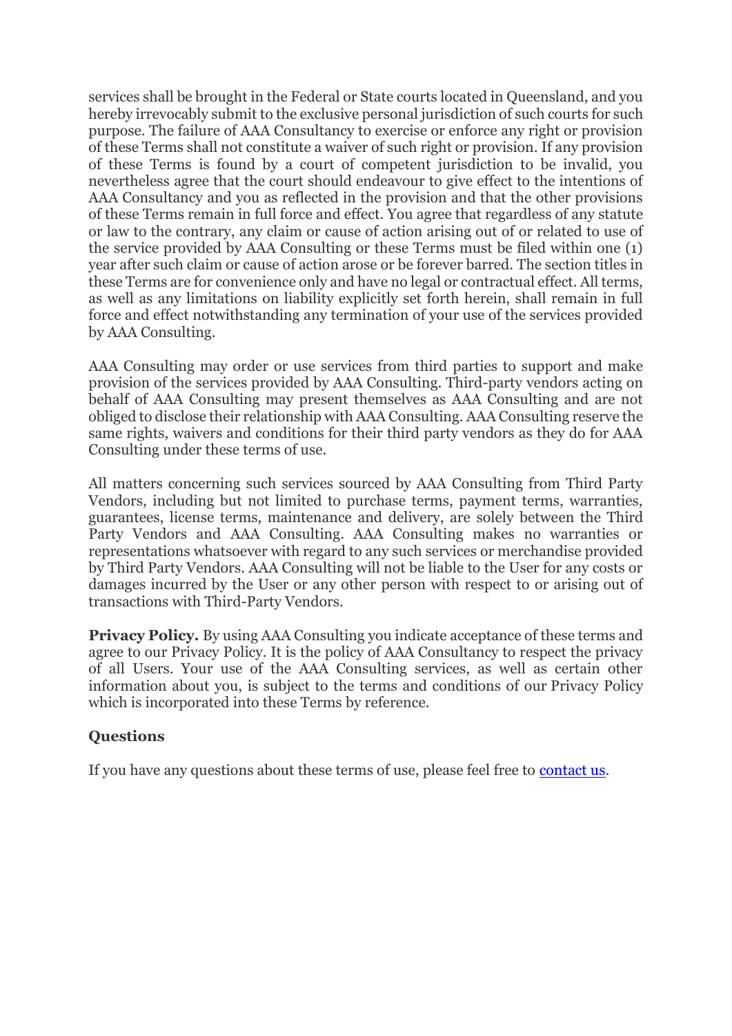services shall be brought in the Federal or State courts located in Queensland, and you hereby irrevocably submit to the exclusive personal jurisdiction of such courts for such purpose. The failure of AAA Consultancy to exercise or enforce any right or provision of these Terms shall not constitute a waiver of such right or provision. If any provision of these Terms is found by a court of competent jurisdiction to be invalid, you nevertheless agree that the court should endeavour to give effect to the intentions of AAA Consultancy and you as reflected in the provision and that the other provisions of these Terms remain in full force and effect. You agree that regardless of any statute or law to the contrary, any claim or cause of action arising out of or related to use of the service provided by AAA Consulting or these Terms must be filed within one (1) year after such claim or cause of action arose or be forever barred. The section titles in these Terms are for convenience only and have no legal or contractual effect. All terms, as well as any limitations on liability explicitly set forth herein, shall remain in full force and effect notwithstanding any termination of your use of the services provided by AAA Consulting.

AAA Consulting may order or use services from third parties to support and make provision of the services provided by AAA Consulting. Third-party vendors acting on behalf of AAA Consulting may present themselves as AAA Consulting and are not obliged to disclose their relationship with AAA Consulting. AAA Consulting reserve the same rights, waivers and conditions for their third party vendors as they do for AAA Consulting under these terms of use.

All matters concerning such services sourced by AAA Consulting from Third Party Vendors, including but not limited to purchase terms, payment terms, warranties, guarantees, license terms, maintenance and delivery, are solely between the Third Party Vendors and AAA Consulting. AAA Consulting makes no warranties or representations whatsoever with regard to any such services or merchandise provided by Third Party Vendors. AAA Consulting will not be liable to the User for any costs or damages incurred by the User or any other person with respect to or arising out of transactions with Third-Party Vendors.

**Privacy Policy.** By using AAA Consulting you indicate acceptance of these terms and agree to our Privacy Policy. It is the policy of AAA Consultancy to respect the privacy of all Users. Your use of the AAA Consulting services, as well as certain other information about you, is subject to the terms and conditions of our Privacy Policy which is incorporated into these Terms by reference.

### Questions

If you have any questions about these terms of use, please feel free to contact us.